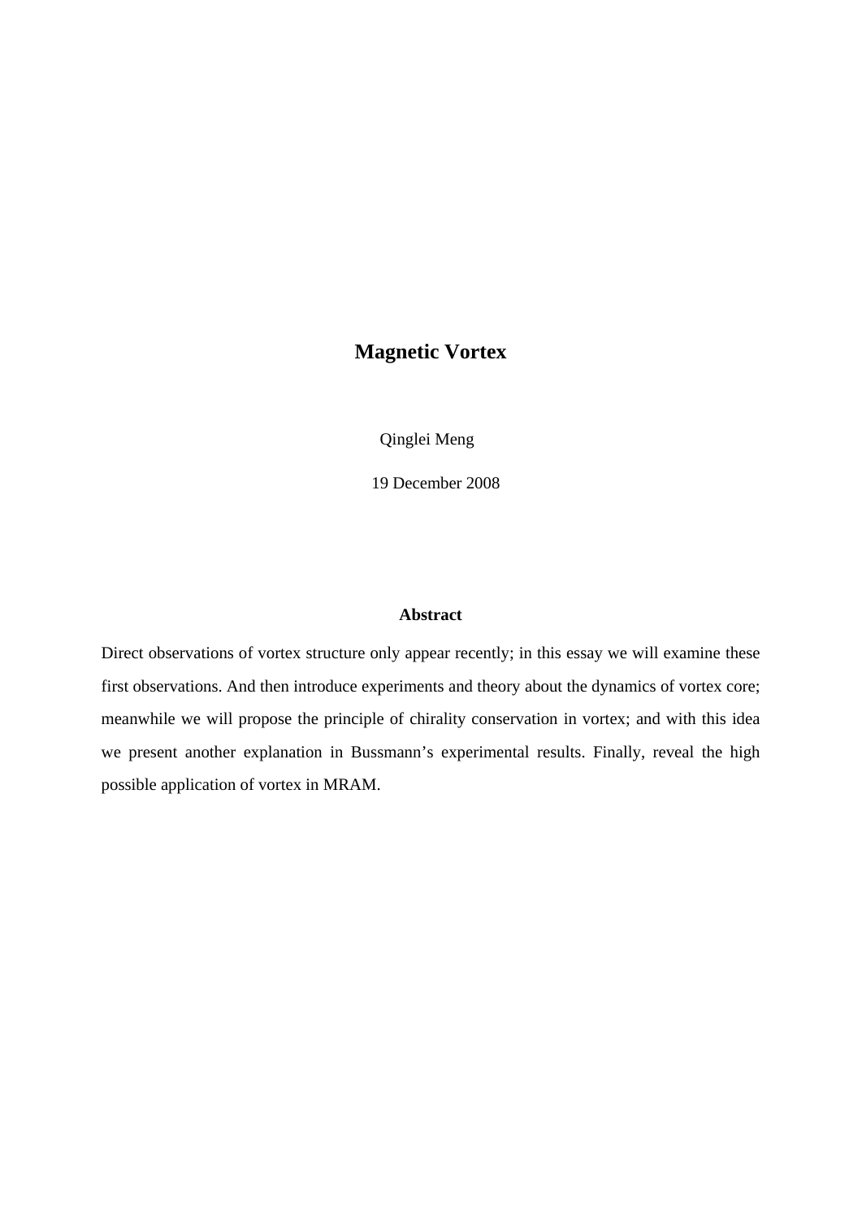# Magnetic Vortex

Qinglei Meng

19 December 2008

### Abstract

Direct observations of vortex structure only appear recently; in this essay we will examine these first observations. And then introduce experiments and theory about the dynamics of vortex core; meanwhile we will propose the principle of chirality conservation in vortex; and with this idea we present another explanation in Bussmann's experimental results. Finally, reveal the high possible application of vortex in MRAM.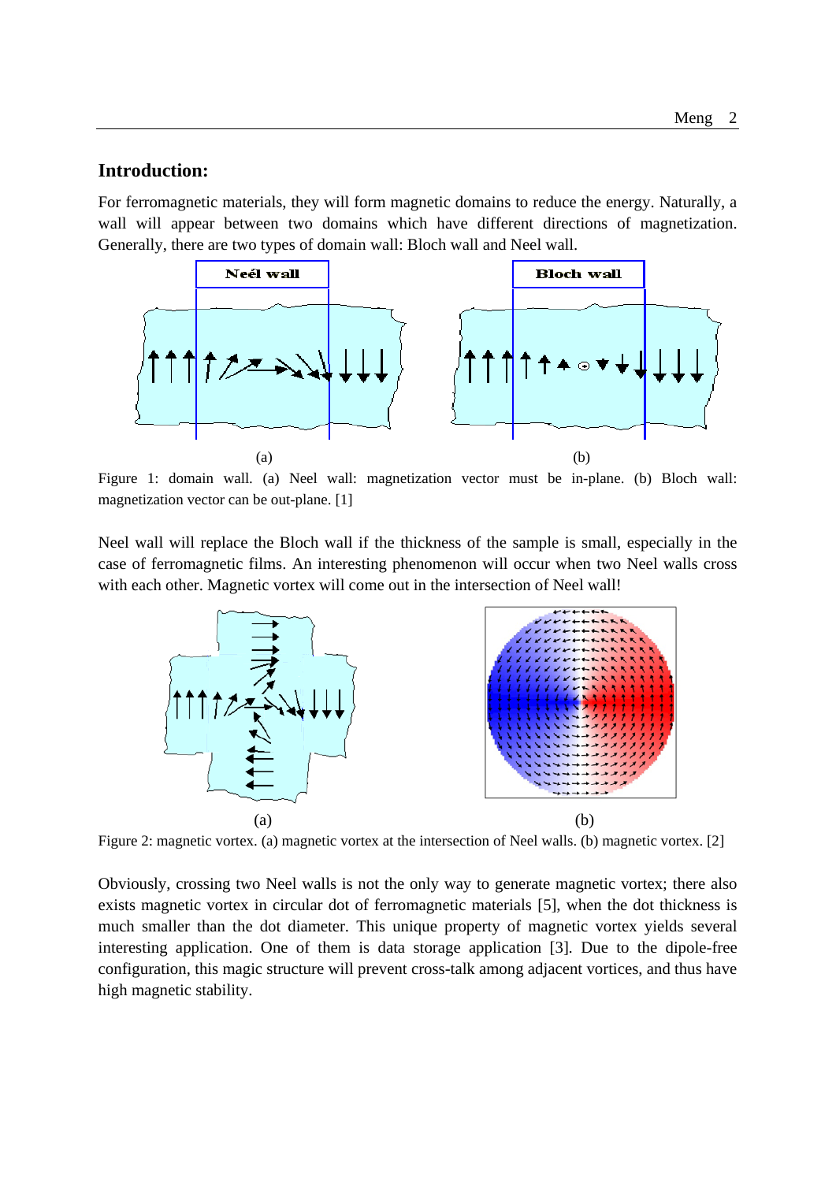## Introduction:

For ferromagnetic materials, they will form magnetic domains to reduce the energy. Naturally, a wall will appear between two domains which have different directions of magnetization. Generally, there are two types of domain wall: Bloch wall and Neel wall.

Figure 1: domain wall. (a) Neel wall: magnetization vector must be in-plane. (b) Bloch wall: magnetization vector can be out-plane. [1]

Neel wall will replace the Bloch wall if the thickness of the sample is small, especially in the case of ferromagnetic films. An interesting phenomenon will occur when two Neel walls cross with each other. Magnetic vortex will come out in the intersection of Neel wall!

Figure 2: magnetic vortex. (a) magnetic vortex at the intersection of Neel walls. (b) magnetic vortex. [2]

Obviously, crossing two Neel walls is not the only way to generate magnetic vortex; there also exists magnetic vortex in circular dot of ferromagnetic materials [5], when the dot thickness is much smaller than the dot diameter. This unique property of magnetic vortex yields several interesting application. One of them is data storage application [3]. Due to the dipole-free configuration, this magic structure will prevent cross-talk among adjacent vortices, and thus have high magnetic stability.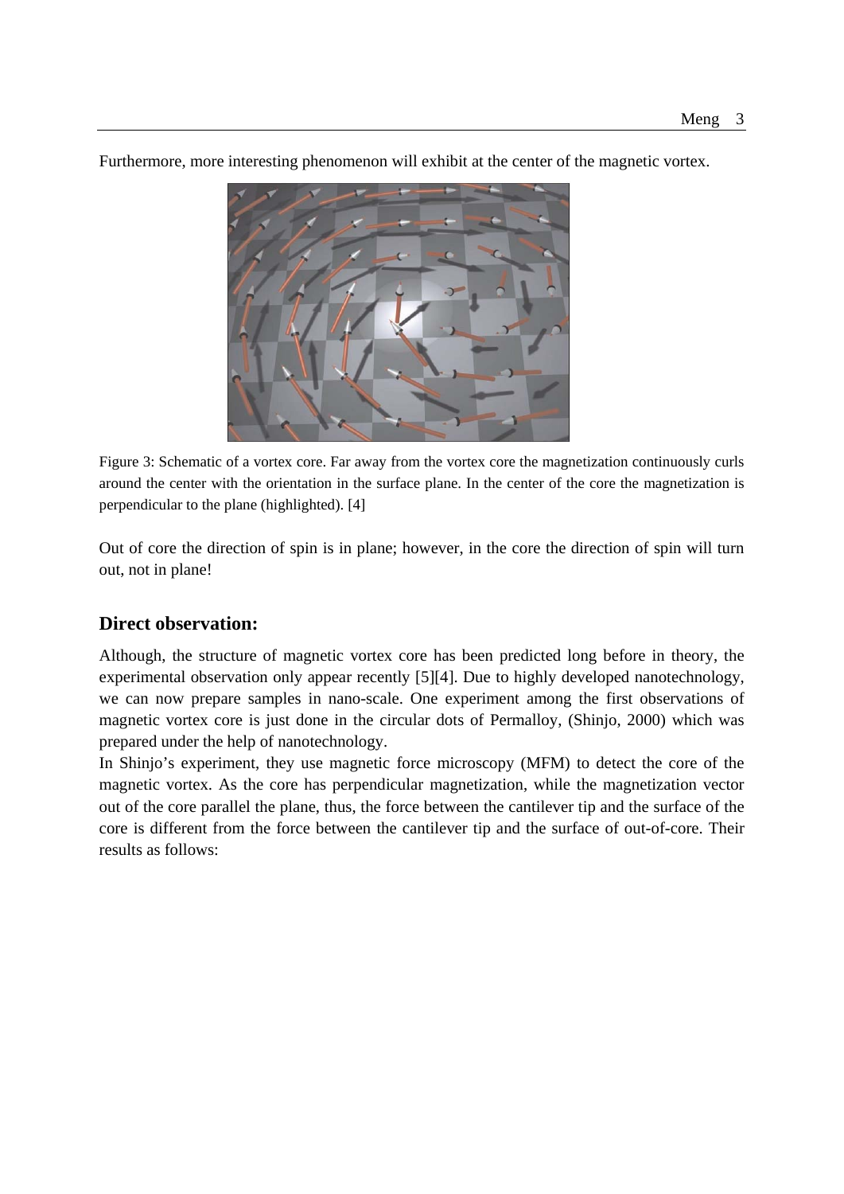Furthermore, more interesting phenomenon will exhibit at the center of the magnetic vortex.

Figure 3: Schematic of a vortex core. Far away from the vortex core the magnetization continuously curls around the center with the orientation in the surface plane. In the center of the core the magnetization is perpendicular to the plane (highlighted). [4]

Out of core the direction of spin is in plane; however, in the core the direction of spin will turn out, not in plane!

## Direct observation:

Although, the structure of magnetic vortex core has been predicted long before in theory, the experimental observation only appear recently [5][4]. Due to highly developed nanotechnology, we can now prepare samples in nano-scale. One experiment among the first observations of magnetic vortex core is just done in the circular dots of Permalloy, (Shinjo, 2000) which was prepared under the help of nanotechnology.

In Shinjo's experiment, they use magnetic force microscopy (MFM) to detect the core of the magnetic vortex. As the core has perpendicular magnetization, while the magnetization vector out of the core parallel the plane, thus, the force between the cantilever tip and the surface of the core is different from the force between the cantilever tip and the surface of out-of-core. Their results as follows: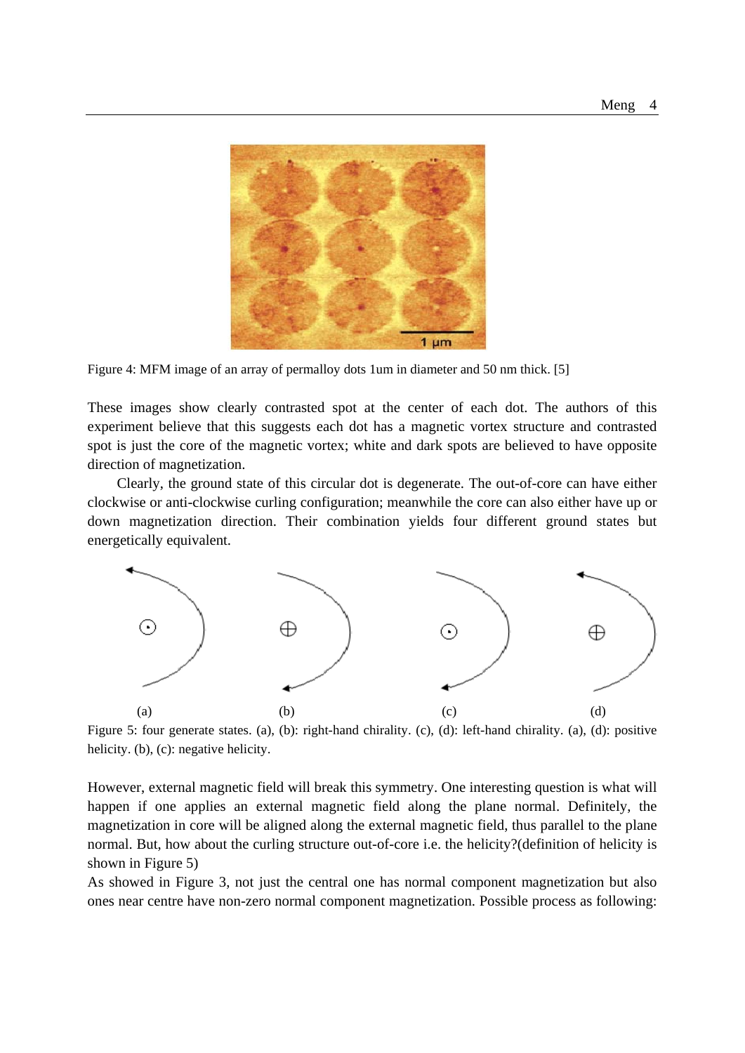Figure 4: MFM image of an array of permalloy dots 1um in diameter and 50 nm thick. [5]

These images show clearly contrasted spot at the center of each dot. The authors of this experiment believe that this suggests each dot has a magnetic vortex structure and contrasted spot is just the core of the magnetic vortex; white and dark spots are believed to have opposite direction of magnetization.

Clearly, the ground state of this circular dot is degenerate. The out-of-core can have either clockwise or anti-clockwise curling configuration; meanwhile the core can also either have up or down magnetization direction. Their combination yields four different ground states but energetically equivalent.

(a) (b) (c) (d)

Figure 5: four generate states. (a), (b): right-hand chirality. (c), (d): left-hand chirality. (a), (d): positive helicity. (b), (c): negative helicity.

However, external magnetic field will break this symmetry. One interesting question is what will happen if one applies an external magnetic field along the plane normal. Definitely, the magnetization in core will be aligned along the external magnetic field, thus parallel to the plane normal. But, how about the curling structure out-of-core i.e. the helicity?(definition of helicity is shown in Figure 5)

As showed in Figure 3, not just the central one has normal component magnetization but also ones near centre have non-zero normal component magnetization. Possible process as following: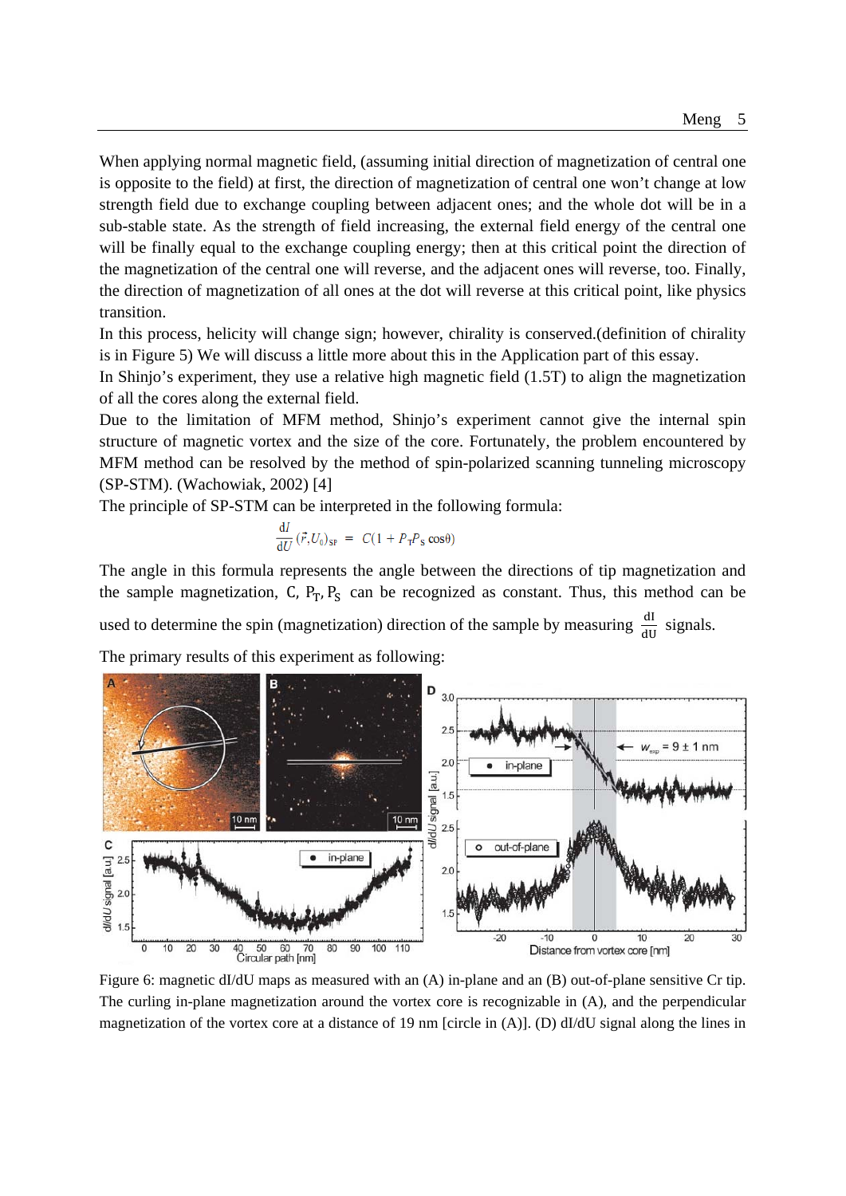When applying normal magnetic field, (assuming initial direction of magnetization of central one is opposite to the field) at first, the direction of magnetization of central one won't change at low strength field due to exchange coupling between adjacent ones; and the whole dot will be in a sub-stable state. As the strength of field increasing, the external field energy of the central one will be finally equal to the exchange coupling energy; then at this critical point the direction of the magnetization of the central one will reverse, and the adjacent ones will reverse, too. Finally, the direction of magnetization of all ones at the dot will reverse at this critical point, like physics transition.

In this process, helicity will change sign; however, chirality is conserved.(definition of chirality is in Figure 5) We will discuss a little more about this in the Application part of this essay.

In Shinjo's experiment, they use a relative high magnetic field (1.5T) to align the magnetization of all the cores along the external field.

Due to the limitation of MFM method, Shinjo's experiment cannot give the internal spin structure of magnetic vortex and the size of the core. Fortunately, the problem encountered by MFM method can be resolved by the method of spin-polarized scanning tunneling microscopy (SP-STM). (Wachowiak, 2002) [4]

The principle of SP-STM can be interpreted in the following formula:

$$\frac{dI}{dU}(\vec{r}, U_0)_{SP} = C(1 + P_T P_S \cos\theta)$$

The angle in this formula represents the angle between the directions of tip magnetization and the sample magnetization, C, $P_T$, $P_S$ can be recognized as constant. Thus, this method can be used to determine the spin (magnetization) direction of the sample by measuring $\frac{dI}{dU}$ signals.

The primary results of this experiment as following:

Figure 6: magnetic dI/dU maps as measured with an (A) in-plane and an (B) out-of-plane sensitive Cr tip. The curling in-plane magnetization around the vortex core is recognizable in (A), and the perpendicular magnetization of the vortex core at a distance of 19 nm [circle in (A)]. (D) dI/dU signal along the lines in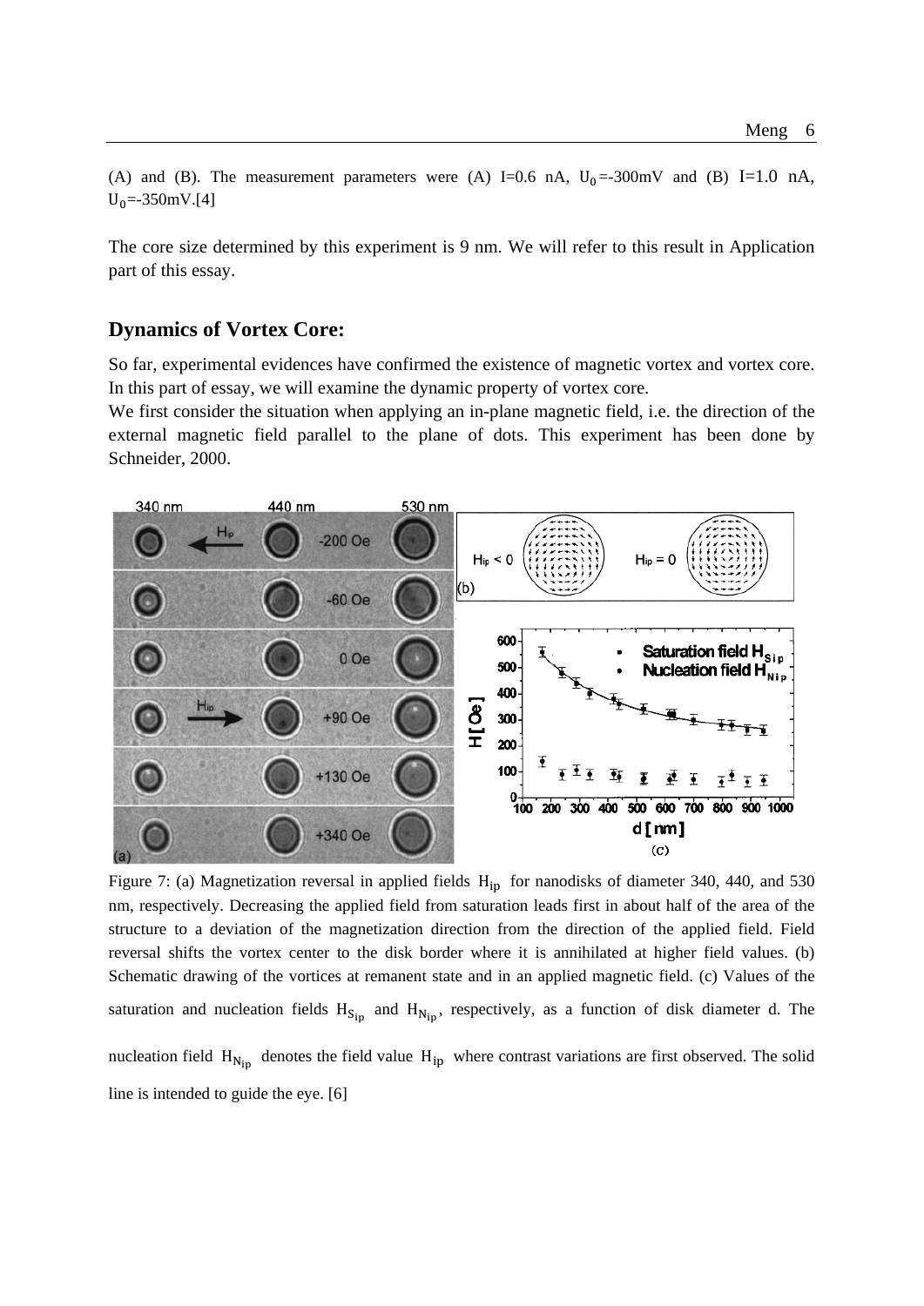(A) and (B). The measurement parameters were (A) I=0.6 nA, $U_0$=-300mV and (B) I=1.0 nA, $U_0$=-350mV.[4]

The core size determined by this experiment is 9 nm. We will refer to this result in Application part of this essay.

## Dynamics of Vortex Core:

So far, experimental evidences have confirmed the existence of magnetic vortex and vortex core. In this part of essay, we will examine the dynamic property of vortex core.

We first consider the situation when applying an in-plane magnetic field, i.e. the direction of the external magnetic field parallel to the plane of dots. This experiment has been done by Schneider, 2000.

Figure 7: (a) Magnetization reversal in applied fields $H_{ip}$ for nanodisks of diameter 340, 440, and 530 nm, respectively. Decreasing the applied field from saturation leads first in about half of the area of the structure to a deviation of the magnetization direction from the direction of the applied field. Field reversal shifts the vortex center to the disk border where it is annihilated at higher field values. (b) Schematic drawing of the vortices at remanent state and in an applied magnetic field. (c) Values of the saturation and nucleation fields $H_{S_{ip}}$ and $H_{N_{ip}}$, respectively, as a function of disk diameter d. The nucleation field $H_{N_{ip}}$ denotes the field value $H_{ip}$ where contrast variations are first observed. The solid line is intended to guide the eye. [6]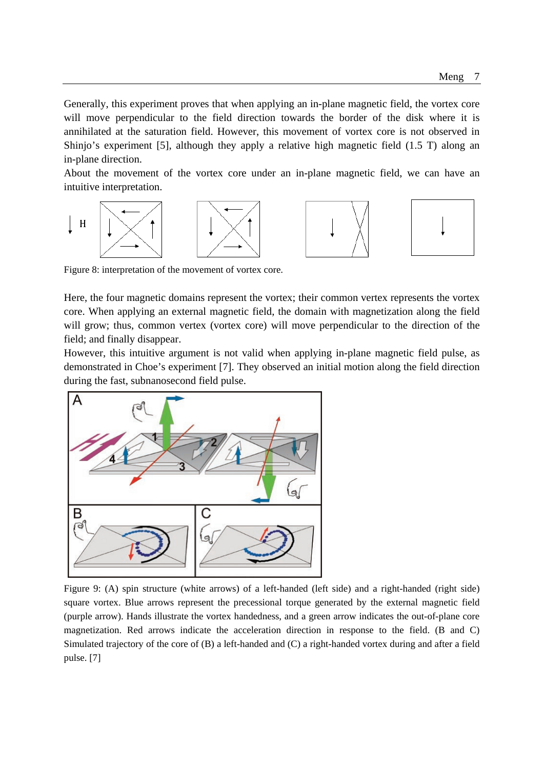Generally, this experiment proves that when applying an in-plane magnetic field, the vortex core will move perpendicular to the field direction towards the border of the disk where it is annihilated at the saturation field. However, this movement of vortex core is not observed in Shinjo's experiment [5], although they apply a relative high magnetic field (1.5 T) along an in-plane direction.

About the movement of the vortex core under an in-plane magnetic field, we can have an intuitive interpretation.

Figure 8: interpretation of the movement of vortex core.

Here, the four magnetic domains represent the vortex; their common vertex represents the vortex core. When applying an external magnetic field, the domain with magnetization along the field will grow; thus, common vertex (vortex core) will move perpendicular to the direction of the field; and finally disappear.

However, this intuitive argument is not valid when applying in-plane magnetic field pulse, as demonstrated in Choe's experiment [7]. They observed an initial motion along the field direction during the fast, subnanosecond field pulse.

Figure 9: (A) spin structure (white arrows) of a left-handed (left side) and a right-handed (right side) square vortex. Blue arrows represent the precessional torque generated by the external magnetic field (purple arrow). Hands illustrate the vortex handedness, and a green arrow indicates the out-of-plane core magnetization. Red arrows indicate the acceleration direction in response to the field. (B and C) Simulated trajectory of the core of (B) a left-handed and (C) a right-handed vortex during and after a field pulse. [7]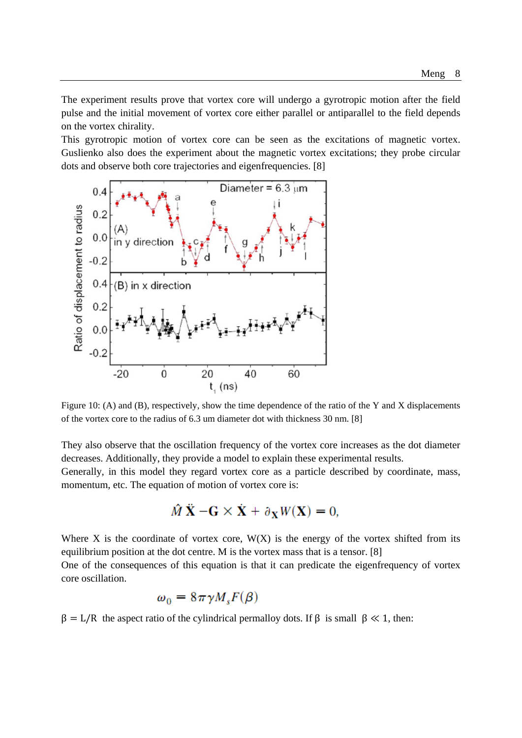The experiment results prove that vortex core will undergo a gyrotropic motion after the field pulse and the initial movement of vortex core either parallel or antiparallel to the field depends on the vortex chirality.

This gyrotropic motion of vortex core can be seen as the excitations of magnetic vortex. Guslienko also does the experiment about the magnetic vortex excitations; they probe circular dots and observe both core trajectories and eigenfrequencies. [8]

Figure 10: (A) and (B), respectively, show the time dependence of the ratio of the Y and X displacements of the vortex core to the radius of 6.3 um diameter dot with thickness 30 nm. [8]

They also observe that the oscillation frequency of the vortex core increases as the dot diameter decreases. Additionally, they provide a model to explain these experimental results.

Generally, in this model they regard vortex core as a particle described by coordinate, mass, momentum, etc. The equation of motion of vortex core is:

$$\hat{M}\,\ddot{\mathbf{X}} - \mathbf{G} \times \dot{\mathbf{X}} + \partial_{\mathbf{X}} W(\mathbf{X}) = 0,$$

Where X is the coordinate of vortex core, W(X) is the energy of the vortex shifted from its equilibrium position at the dot centre. M is the vortex mass that is a tensor. [8]

One of the consequences of this equation is that it can predicate the eigenfrequency of vortex core oscillation.

$$\omega_0 = 8\pi\gamma M_s F(\beta)$$

$\beta = L/R$ the aspect ratio of the cylindrical permalloy dots. If $\beta$ is small $\beta \ll 1$, then: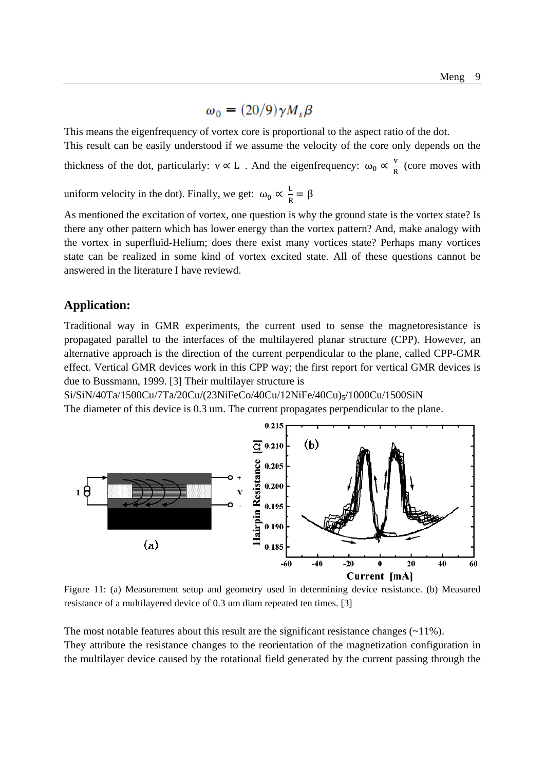$$\omega_0 = (20/9)\gamma M_s \beta$$

This means the eigenfrequency of vortex core is proportional to the aspect ratio of the dot.
This result can be easily understood if we assume the velocity of the core only depends on the thickness of the dot, particularly: $v \propto L$ . And the eigenfrequency: $\omega_0 \propto \frac{v}{R}$ (core moves with uniform velocity in the dot). Finally, we get: $\omega_0 \propto \frac{L}{R} = \beta$

As mentioned the excitation of vortex, one question is why the ground state is the vortex state? Is there any other pattern which has lower energy than the vortex pattern? And, make analogy with the vortex in superfluid-Helium; does there exist many vortices state? Perhaps many vortices state can be realized in some kind of vortex excited state. All of these questions cannot be answered in the literature I have reviewd.

## Application:

Traditional way in GMR experiments, the current used to sense the magnetoresistance is propagated parallel to the interfaces of the multilayered planar structure (CPP). However, an alternative approach is the direction of the current perpendicular to the plane, called CPP-GMR effect. Vertical GMR devices work in this CPP way; the first report for vertical GMR devices is due to Bussmann, 1999. [3] Their multilayer structure is

$Si/SiN/40Ta/1500Cu/7Ta/20Cu/(23NiFeCo/40Cu/12NiFe/40Cu)_5/1000Cu/1500SiN$

The diameter of this device is 0.3 um. The current propagates perpendicular to the plane.

Figure 11: (a) Measurement setup and geometry used in determining device resistance. (b) Measured resistance of a multilayered device of 0.3 um diam repeated ten times. [3]

The most notable features about this result are the significant resistance changes (~11%).
They attribute the resistance changes to the reorientation of the magnetization configuration in the multilayer device caused by the rotational field generated by the current passing through the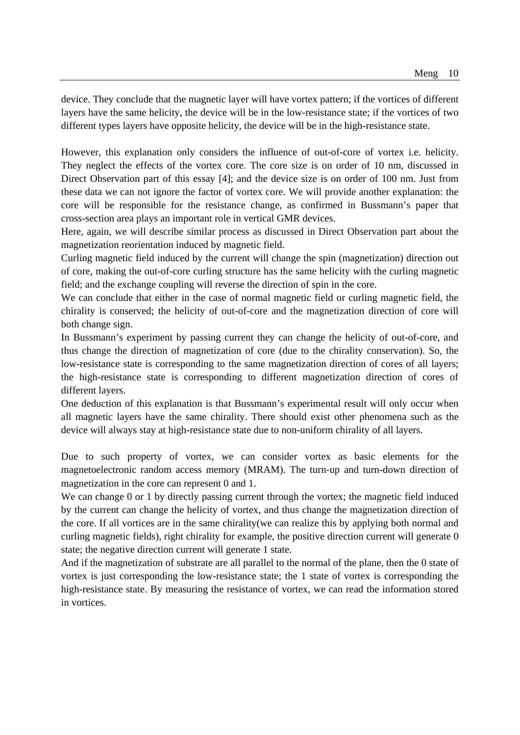device. They conclude that the magnetic layer will have vortex pattern; if the vortices of different layers have the same helicity, the device will be in the low-resistance state; if the vortices of two different types layers have opposite helicity, the device will be in the high-resistance state.

However, this explanation only considers the influence of out-of-core of vortex i.e. helicity. They neglect the effects of the vortex core. The core size is on order of 10 nm, discussed in Direct Observation part of this essay [4]; and the device size is on order of 100 nm. Just from these data we can not ignore the factor of vortex core. We will provide another explanation: the core will be responsible for the resistance change, as confirmed in Bussmann's paper that cross-section area plays an important role in vertical GMR devices.

Here, again, we will describe similar process as discussed in Direct Observation part about the magnetization reorientation induced by magnetic field.

Curling magnetic field induced by the current will change the spin (magnetization) direction out of core, making the out-of-core curling structure has the same helicity with the curling magnetic field; and the exchange coupling will reverse the direction of spin in the core.

We can conclude that either in the case of normal magnetic field or curling magnetic field, the chirality is conserved; the helicity of out-of-core and the magnetization direction of core will both change sign.

In Bussmann's experiment by passing current they can change the helicity of out-of-core, and thus change the direction of magnetization of core (due to the chirality conservation). So, the low-resistance state is corresponding to the same magnetization direction of cores of all layers; the high-resistance state is corresponding to different magnetization direction of cores of different layers.

One deduction of this explanation is that Bussmann's experimental result will only occur when all magnetic layers have the same chirality. There should exist other phenomena such as the device will always stay at high-resistance state due to non-uniform chirality of all layers.

Due to such property of vortex, we can consider vortex as basic elements for the magnetoelectronic random access memory (MRAM). The turn-up and turn-down direction of magnetization in the core can represent 0 and 1.

We can change 0 or 1 by directly passing current through the vortex; the magnetic field induced by the current can change the helicity of vortex, and thus change the magnetization direction of the core. If all vortices are in the same chirality(we can realize this by applying both normal and curling magnetic fields), right chirality for example, the positive direction current will generate 0 state; the negative direction current will generate 1 state.

And if the magnetization of substrate are all parallel to the normal of the plane, then the 0 state of vortex is just corresponding the low-resistance state; the 1 state of vortex is corresponding the high-resistance state. By measuring the resistance of vortex, we can read the information stored in vortices.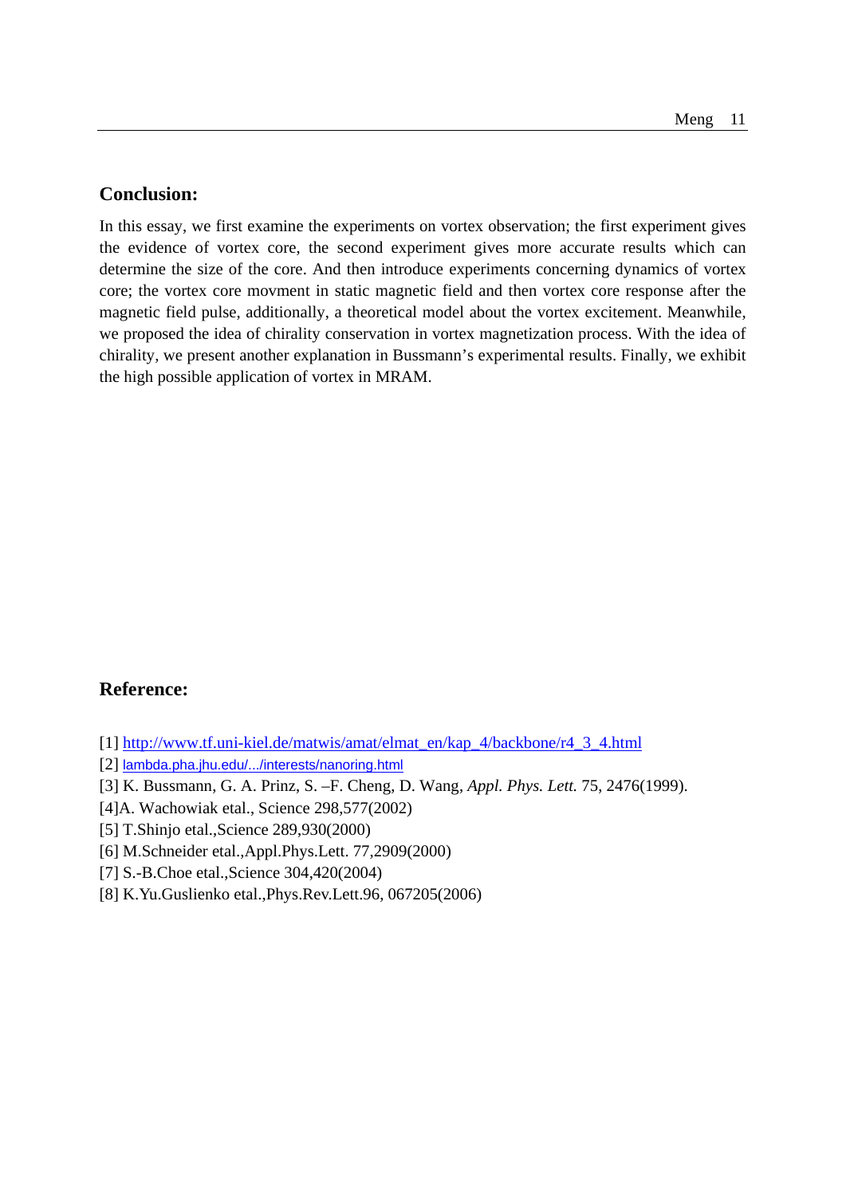## Conclusion:

In this essay, we first examine the experiments on vortex observation; the first experiment gives the evidence of vortex core, the second experiment gives more accurate results which can determine the size of the core. And then introduce experiments concerning dynamics of vortex core; the vortex core movment in static magnetic field and then vortex core response after the magnetic field pulse, additionally, a theoretical model about the vortex excitement. Meanwhile, we proposed the idea of chirality conservation in vortex magnetization process. With the idea of chirality, we present another explanation in Bussmann's experimental results. Finally, we exhibit the high possible application of vortex in MRAM.

## Reference:

[1] http://www.tf.uni-kiel.de/matwis/amat/elmat_en/kap_4/backbone/r4_3_4.html
[2] lambda.pha.jhu.edu/.../interests/nanoring.html
[3] K. Bussmann, G. A. Prinz, S. –F. Cheng, D. Wang, *Appl. Phys. Lett.* 75, 2476(1999).
[4]A. Wachowiak etal., Science 298,577(2002)
[5] T.Shinjo etal.,Science 289,930(2000)
[6] M.Schneider etal.,Appl.Phys.Lett. 77,2909(2000)
[7] S.-B.Choe etal.,Science 304,420(2004)
[8] K.Yu.Guslienko etal.,Phys.Rev.Lett.96, 067205(2006)